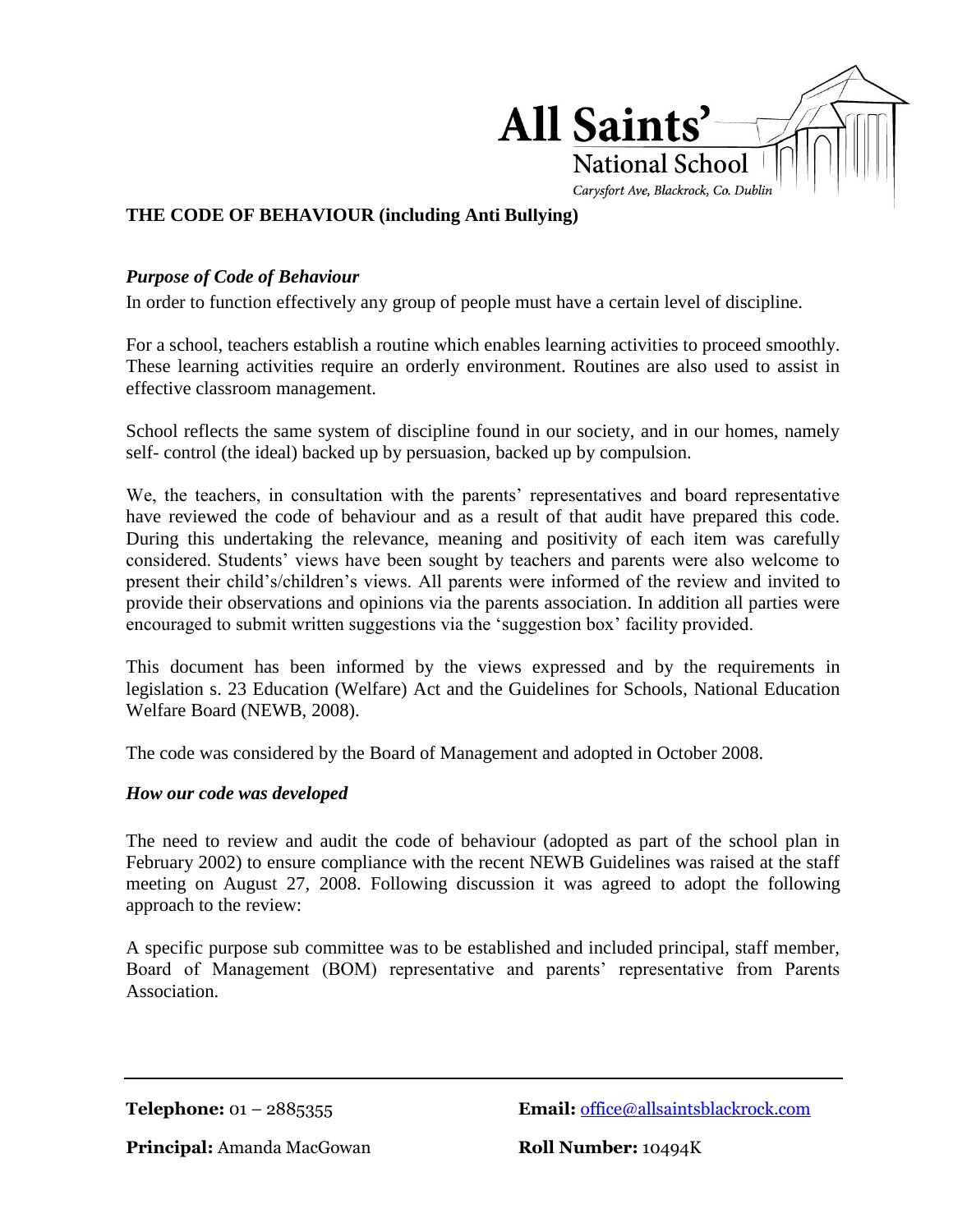# All Saints' National School

Carysfort Ave, Blackrock, Co. Dublin

## THE CODE OF BEHAVIOUR (including Anti Bullying)

### *Purpose of Code of Behaviour*

In order to function effectively any group of people must have a certain level of discipline.

For a school, teachers establish a routine which enables learning activities to proceed smoothly. These learning activities require an orderly environment. Routines are also used to assist in effective classroom management.

School reflects the same system of discipline found in our society, and in our homes, namely self- control (the ideal) backed up by persuasion, backed up by compulsion.

We, the teachers, in consultation with the parents' representatives and board representative have reviewed the code of behaviour and as a result of that audit have prepared this code. During this undertaking the relevance, meaning and positivity of each item was carefully considered. Students' views have been sought by teachers and parents were also welcome to present their child's/children's views. All parents were informed of the review and invited to provide their observations and opinions via the parents association. In addition all parties were encouraged to submit written suggestions via the 'suggestion box' facility provided.

This document has been informed by the views expressed and by the requirements in legislation s. 23 Education (Welfare) Act and the Guidelines for Schools, National Education Welfare Board (NEWB, 2008).

The code was considered by the Board of Management and adopted in October 2008.

### *How our code was developed*

The need to review and audit the code of behaviour (adopted as part of the school plan in February 2002) to ensure compliance with the recent NEWB Guidelines was raised at the staff meeting on August 27, 2008. Following discussion it was agreed to adopt the following approach to the review:

A specific purpose sub committee was to be established and included principal, staff member, Board of Management (BOM) representative and parents' representative from Parents Association.

**Telephone:** 01 – 2885355 **Email:** office@allsaintsblackrock.com

**Principal:** Amanda MacGowan **Roll Number:** 10494K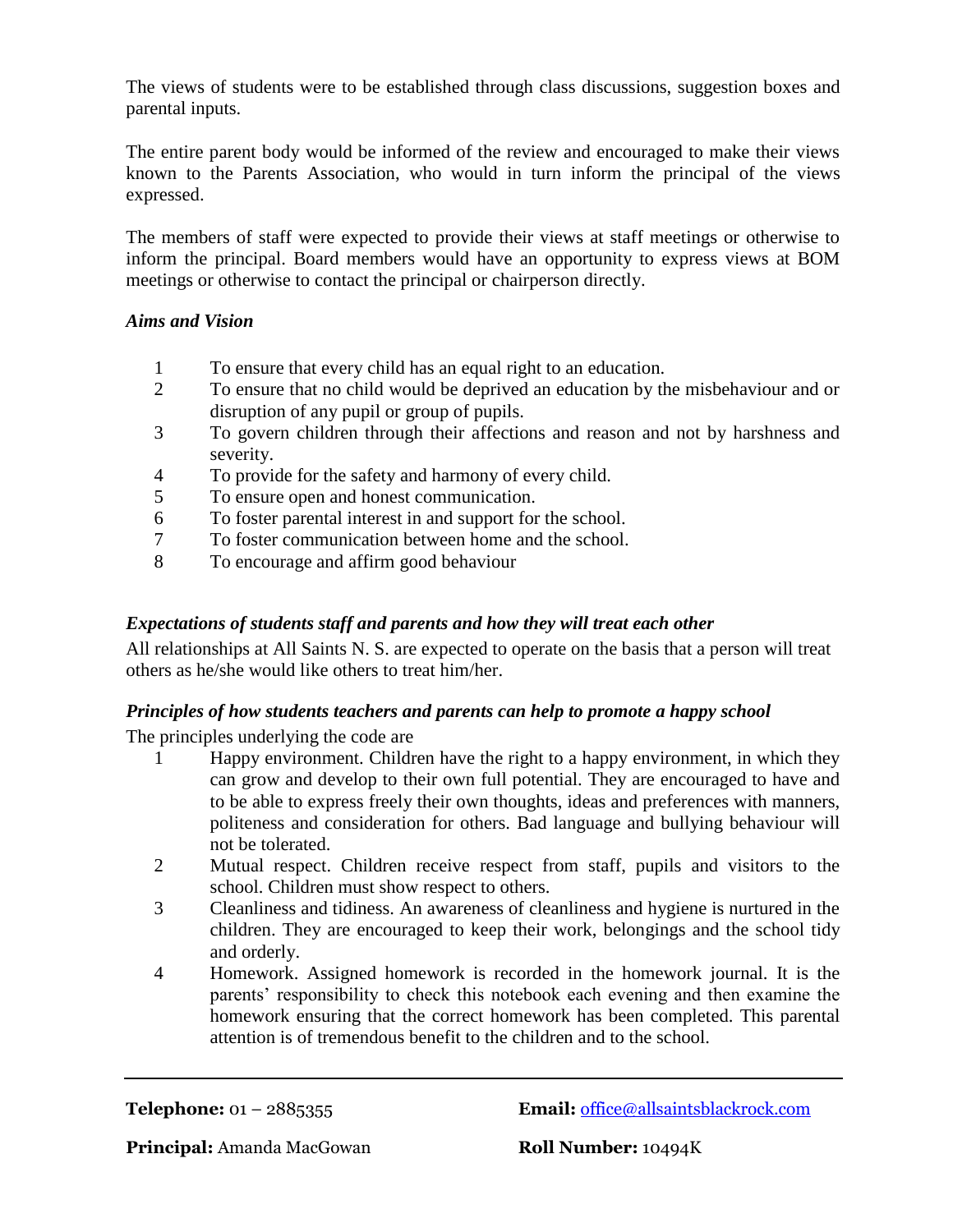The views of students were to be established through class discussions, suggestion boxes and parental inputs.

The entire parent body would be informed of the review and encouraged to make their views known to the Parents Association, who would in turn inform the principal of the views expressed.

The members of staff were expected to provide their views at staff meetings or otherwise to inform the principal. Board members would have an opportunity to express views at BOM meetings or otherwise to contact the principal or chairperson directly.

### *Aims and Vision*

1. To ensure that every child has an equal right to an education.
2. To ensure that no child would be deprived an education by the misbehaviour and or disruption of any pupil or group of pupils.
3. To govern children through their affections and reason and not by harshness and severity.
4. To provide for the safety and harmony of every child.
5. To ensure open and honest communication.
6. To foster parental interest in and support for the school.
7. To foster communication between home and the school.
8. To encourage and affirm good behaviour

### *Expectations of students staff and parents and how they will treat each other*

All relationships at All Saints N. S. are expected to operate on the basis that a person will treat others as he/she would like others to treat him/her.

### *Principles of how students teachers and parents can help to promote a happy school*

The principles underlying the code are

1. Happy environment. Children have the right to a happy environment, in which they can grow and develop to their own full potential. They are encouraged to have and to be able to express freely their own thoughts, ideas and preferences with manners, politeness and consideration for others. Bad language and bullying behaviour will not be tolerated.
2. Mutual respect. Children receive respect from staff, pupils and visitors to the school. Children must show respect to others.
3. Cleanliness and tidiness. An awareness of cleanliness and hygiene is nurtured in the children. They are encouraged to keep their work, belongings and the school tidy and orderly.
4. Homework. Assigned homework is recorded in the homework journal. It is the parents' responsibility to check this notebook each evening and then examine the homework ensuring that the correct homework has been completed. This parental attention is of tremendous benefit to the children and to the school.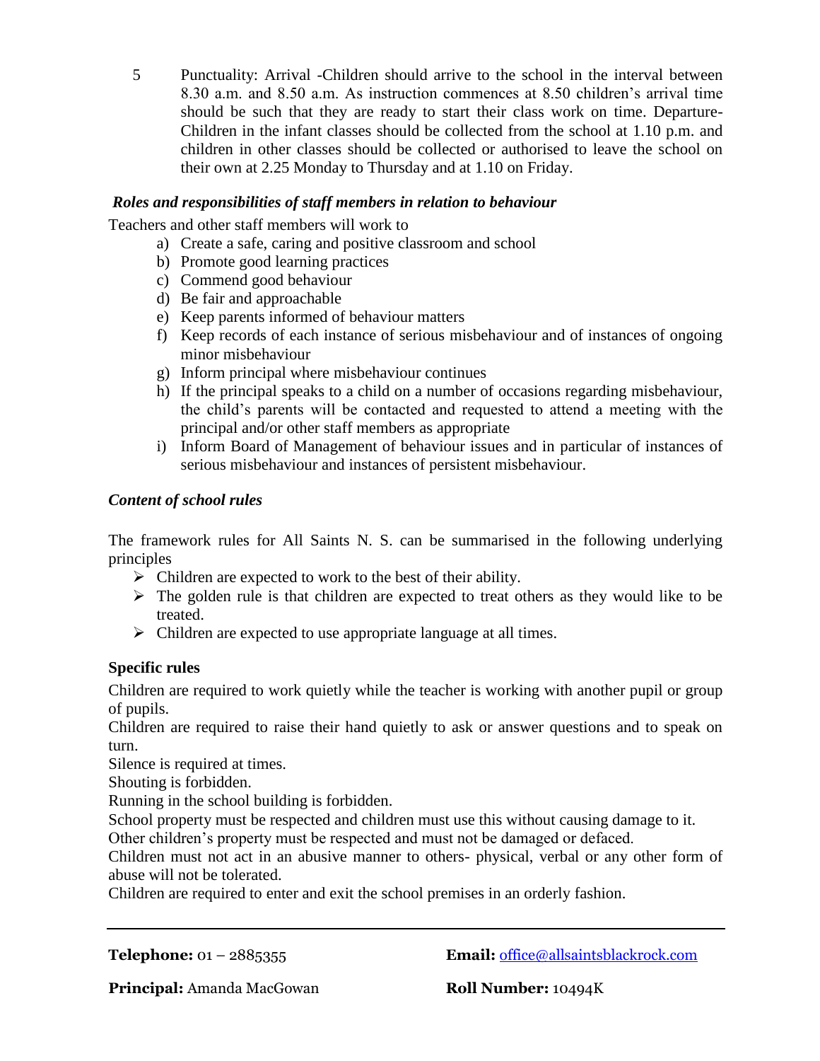5. Punctuality: Arrival -Children should arrive to the school in the interval between 8.30 a.m. and 8.50 a.m. As instruction commences at 8.50 children's arrival time should be such that they are ready to start their class work on time. Departure- Children in the infant classes should be collected from the school at 1.10 p.m. and children in other classes should be collected or authorised to leave the school on their own at 2.25 Monday to Thursday and at 1.10 on Friday.

***Roles and responsibilities of staff members in relation to behaviour***

Teachers and other staff members will work to

a) Create a safe, caring and positive classroom and school
b) Promote good learning practices
c) Commend good behaviour
d) Be fair and approachable
e) Keep parents informed of behaviour matters
f) Keep records of each instance of serious misbehaviour and of instances of ongoing minor misbehaviour
g) Inform principal where misbehaviour continues
h) If the principal speaks to a child on a number of occasions regarding misbehaviour, the child's parents will be contacted and requested to attend a meeting with the principal and/or other staff members as appropriate
i) Inform Board of Management of behaviour issues and in particular of instances of serious misbehaviour and instances of persistent misbehaviour.

***Content of school rules***

The framework rules for All Saints N. S. can be summarised in the following underlying principles

- Children are expected to work to the best of their ability.
- The golden rule is that children are expected to treat others as they would like to be treated.
- Children are expected to use appropriate language at all times.

**Specific rules**

Children are required to work quietly while the teacher is working with another pupil or group of pupils.

Children are required to raise their hand quietly to ask or answer questions and to speak on turn.

Silence is required at times.

Shouting is forbidden.

Running in the school building is forbidden.

School property must be respected and children must use this without causing damage to it.

Other children's property must be respected and must not be damaged or defaced.

Children must not act in an abusive manner to others- physical, verbal or any other form of abuse will not be tolerated.

Children are required to enter and exit the school premises in an orderly fashion.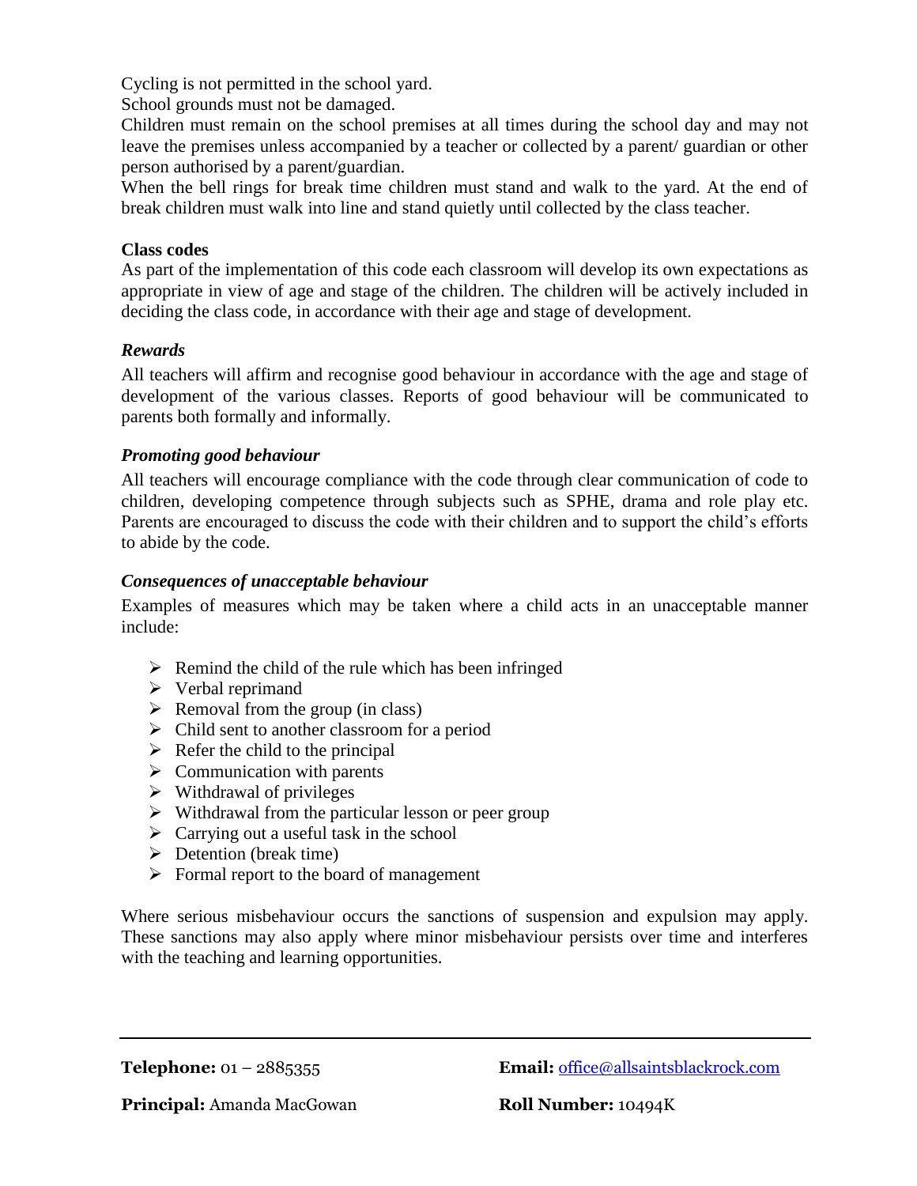Cycling is not permitted in the school yard.
School grounds must not be damaged.
Children must remain on the school premises at all times during the school day and may not leave the premises unless accompanied by a teacher or collected by a parent/ guardian or other person authorised by a parent/guardian.
When the bell rings for break time children must stand and walk to the yard. At the end of break children must walk into line and stand quietly until collected by the class teacher.

**Class codes**

As part of the implementation of this code each classroom will develop its own expectations as appropriate in view of age and stage of the children. The children will be actively included in deciding the class code, in accordance with their age and stage of development.

***Rewards***

All teachers will affirm and recognise good behaviour in accordance with the age and stage of development of the various classes. Reports of good behaviour will be communicated to parents both formally and informally.

***Promoting good behaviour***

All teachers will encourage compliance with the code through clear communication of code to children, developing competence through subjects such as SPHE, drama and role play etc. Parents are encouraged to discuss the code with their children and to support the child's efforts to abide by the code.

***Consequences of unacceptable behaviour***

Examples of measures which may be taken where a child acts in an unacceptable manner include:

- Remind the child of the rule which has been infringed
- Verbal reprimand
- Removal from the group (in class)
- Child sent to another classroom for a period
- Refer the child to the principal
- Communication with parents
- Withdrawal of privileges
- Withdrawal from the particular lesson or peer group
- Carrying out a useful task in the school
- Detention (break time)
- Formal report to the board of management

Where serious misbehaviour occurs the sanctions of suspension and expulsion may apply. These sanctions may also apply where minor misbehaviour persists over time and interferes with the teaching and learning opportunities.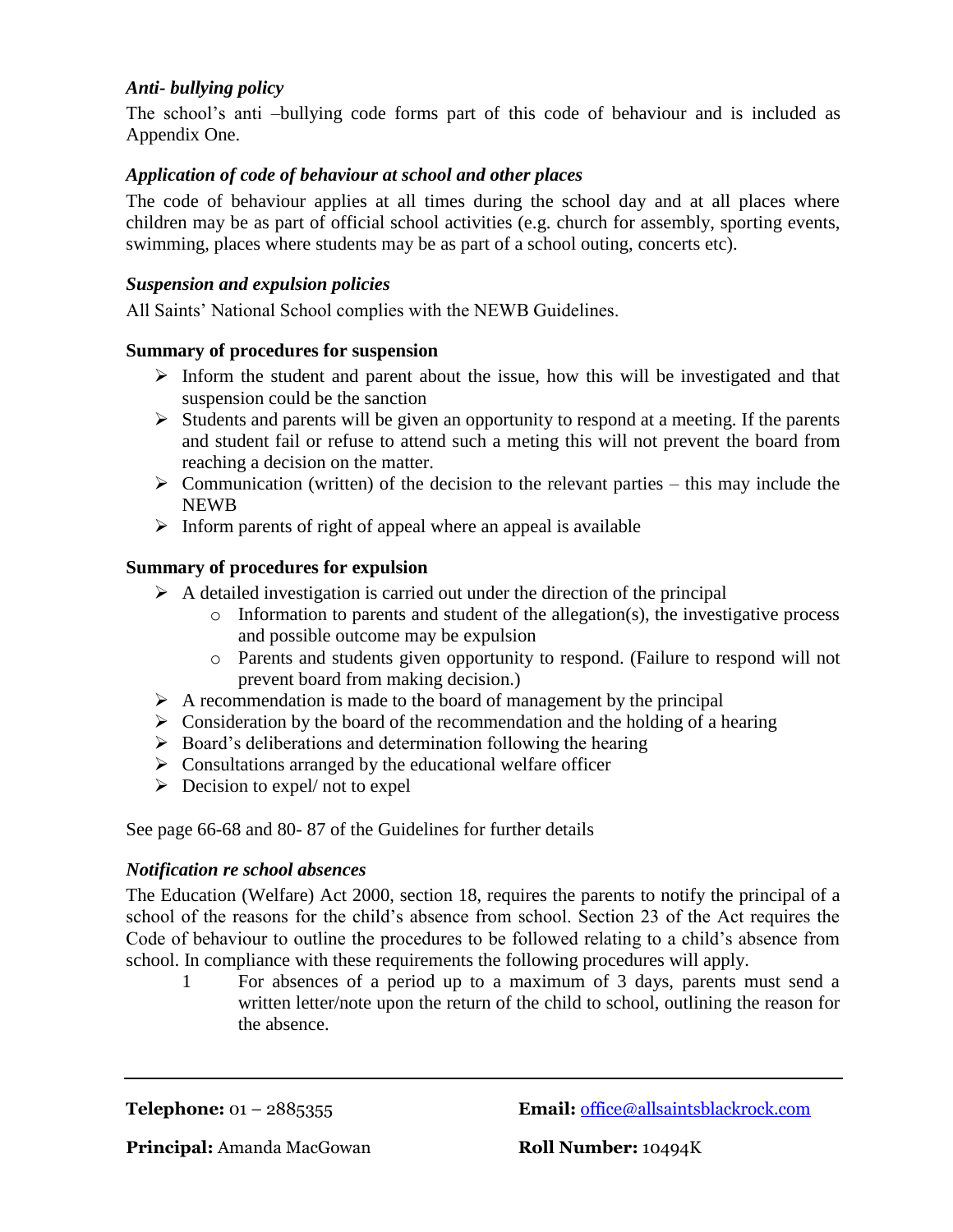*Anti- bullying policy*

The school's anti –bullying code forms part of this code of behaviour and is included as Appendix One.

*Application of code of behaviour at school and other places*

The code of behaviour applies at all times during the school day and at all places where children may be as part of official school activities (e.g. church for assembly, sporting events, swimming, places where students may be as part of a school outing, concerts etc).

*Suspension and expulsion policies*

All Saints' National School complies with the NEWB Guidelines.

**Summary of procedures for suspension**

- Inform the student and parent about the issue, how this will be investigated and that suspension could be the sanction
- Students and parents will be given an opportunity to respond at a meeting. If the parents and student fail or refuse to attend such a meting this will not prevent the board from reaching a decision on the matter.
- Communication (written) of the decision to the relevant parties – this may include the NEWB
- Inform parents of right of appeal where an appeal is available

**Summary of procedures for expulsion**

- A detailed investigation is carried out under the direction of the principal
  - Information to parents and student of the allegation(s), the investigative process and possible outcome may be expulsion
  - Parents and students given opportunity to respond. (Failure to respond will not prevent board from making decision.)
- A recommendation is made to the board of management by the principal
- Consideration by the board of the recommendation and the holding of a hearing
- Board's deliberations and determination following the hearing
- Consultations arranged by the educational welfare officer
- Decision to expel/ not to expel

See page 66-68 and 80- 87 of the Guidelines for further details

*Notification re school absences*

The Education (Welfare) Act 2000, section 18, requires the parents to notify the principal of a school of the reasons for the child's absence from school. Section 23 of the Act requires the Code of behaviour to outline the procedures to be followed relating to a child's absence from school. In compliance with these requirements the following procedures will apply.

1. For absences of a period up to a maximum of 3 days, parents must send a written letter/note upon the return of the child to school, outlining the reason for the absence.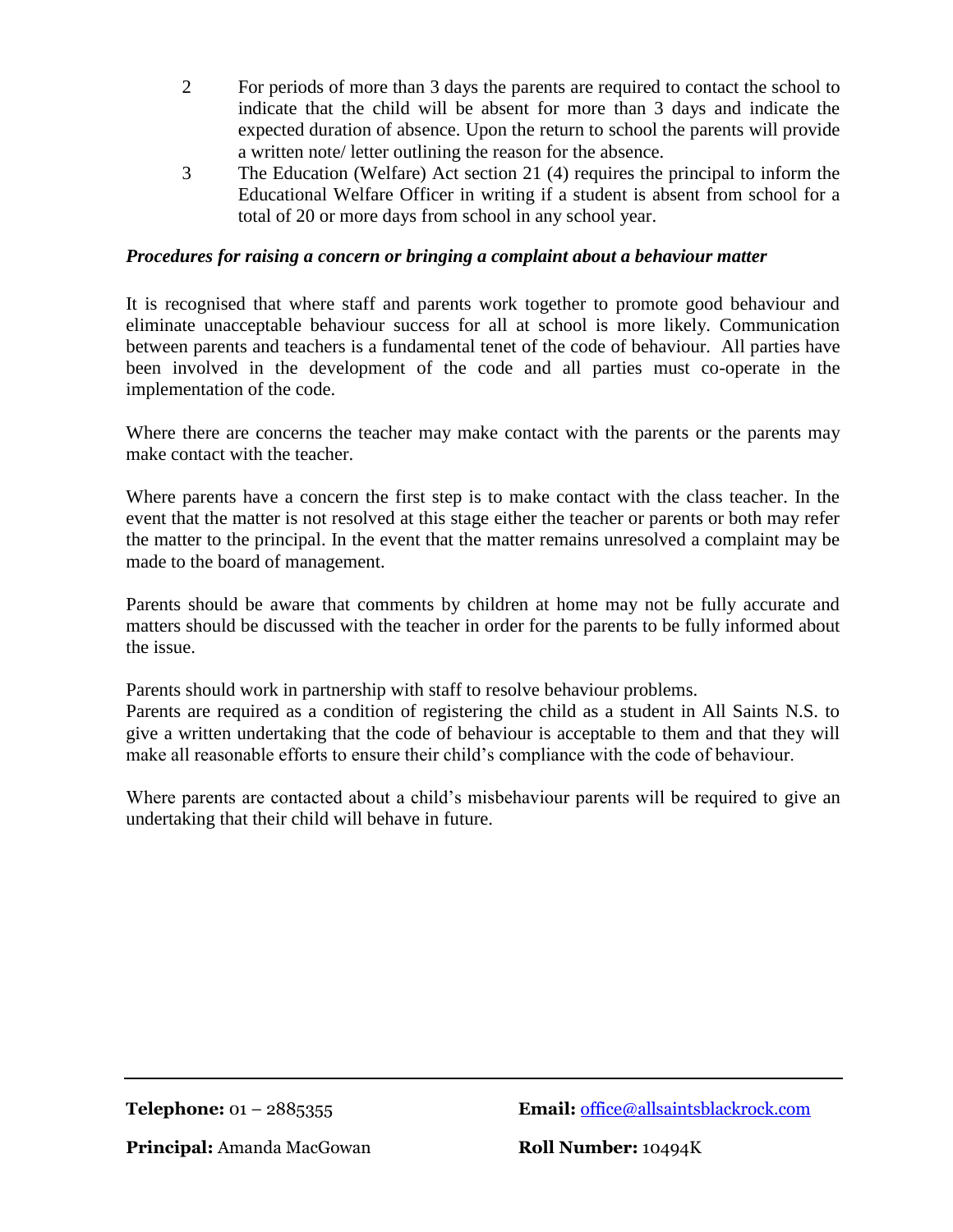2. For periods of more than 3 days the parents are required to contact the school to indicate that the child will be absent for more than 3 days and indicate the expected duration of absence. Upon the return to school the parents will provide a written note/ letter outlining the reason for the absence.
3. The Education (Welfare) Act section 21 (4) requires the principal to inform the Educational Welfare Officer in writing if a student is absent from school for a total of 20 or more days from school in any school year.

***Procedures for raising a concern or bringing a complaint about a behaviour matter***

It is recognised that where staff and parents work together to promote good behaviour and eliminate unacceptable behaviour success for all at school is more likely. Communication between parents and teachers is a fundamental tenet of the code of behaviour. All parties have been involved in the development of the code and all parties must co-operate in the implementation of the code.

Where there are concerns the teacher may make contact with the parents or the parents may make contact with the teacher.

Where parents have a concern the first step is to make contact with the class teacher. In the event that the matter is not resolved at this stage either the teacher or parents or both may refer the matter to the principal. In the event that the matter remains unresolved a complaint may be made to the board of management.

Parents should be aware that comments by children at home may not be fully accurate and matters should be discussed with the teacher in order for the parents to be fully informed about the issue.

Parents should work in partnership with staff to resolve behaviour problems.
Parents are required as a condition of registering the child as a student in All Saints N.S. to give a written undertaking that the code of behaviour is acceptable to them and that they will make all reasonable efforts to ensure their child's compliance with the code of behaviour.

Where parents are contacted about a child's misbehaviour parents will be required to give an undertaking that their child will behave in future.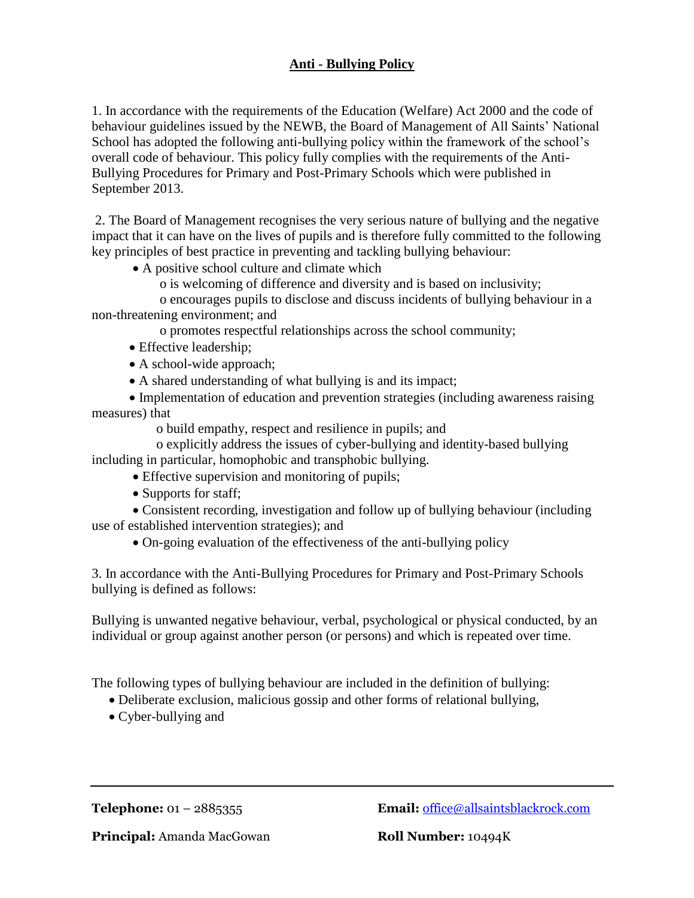# Anti - Bullying Policy

1. In accordance with the requirements of the Education (Welfare) Act 2000 and the code of behaviour guidelines issued by the NEWB, the Board of Management of All Saints' National School has adopted the following anti-bullying policy within the framework of the school's overall code of behaviour. This policy fully complies with the requirements of the Anti-Bullying Procedures for Primary and Post-Primary Schools which were published in September 2013.

2. The Board of Management recognises the very serious nature of bullying and the negative impact that it can have on the lives of pupils and is therefore fully committed to the following key principles of best practice in preventing and tackling bullying behaviour:

- A positive school culture and climate which
    - is welcoming of difference and diversity and is based on inclusivity;
    - encourages pupils to disclose and discuss incidents of bullying behaviour in a non-threatening environment; and
    - promotes respectful relationships across the school community;
- Effective leadership;
- A school-wide approach;
- A shared understanding of what bullying is and its impact;
- Implementation of education and prevention strategies (including awareness raising measures) that
    - build empathy, respect and resilience in pupils; and
    - explicitly address the issues of cyber-bullying and identity-based bullying including in particular, homophobic and transphobic bullying.
- Effective supervision and monitoring of pupils;
- Supports for staff;
- Consistent recording, investigation and follow up of bullying behaviour (including use of established intervention strategies); and
- On-going evaluation of the effectiveness of the anti-bullying policy

3. In accordance with the Anti-Bullying Procedures for Primary and Post-Primary Schools bullying is defined as follows:

Bullying is unwanted negative behaviour, verbal, psychological or physical conducted, by an individual or group against another person (or persons) and which is repeated over time.

The following types of bullying behaviour are included in the definition of bullying:

- Deliberate exclusion, malicious gossip and other forms of relational bullying,
- Cyber-bullying and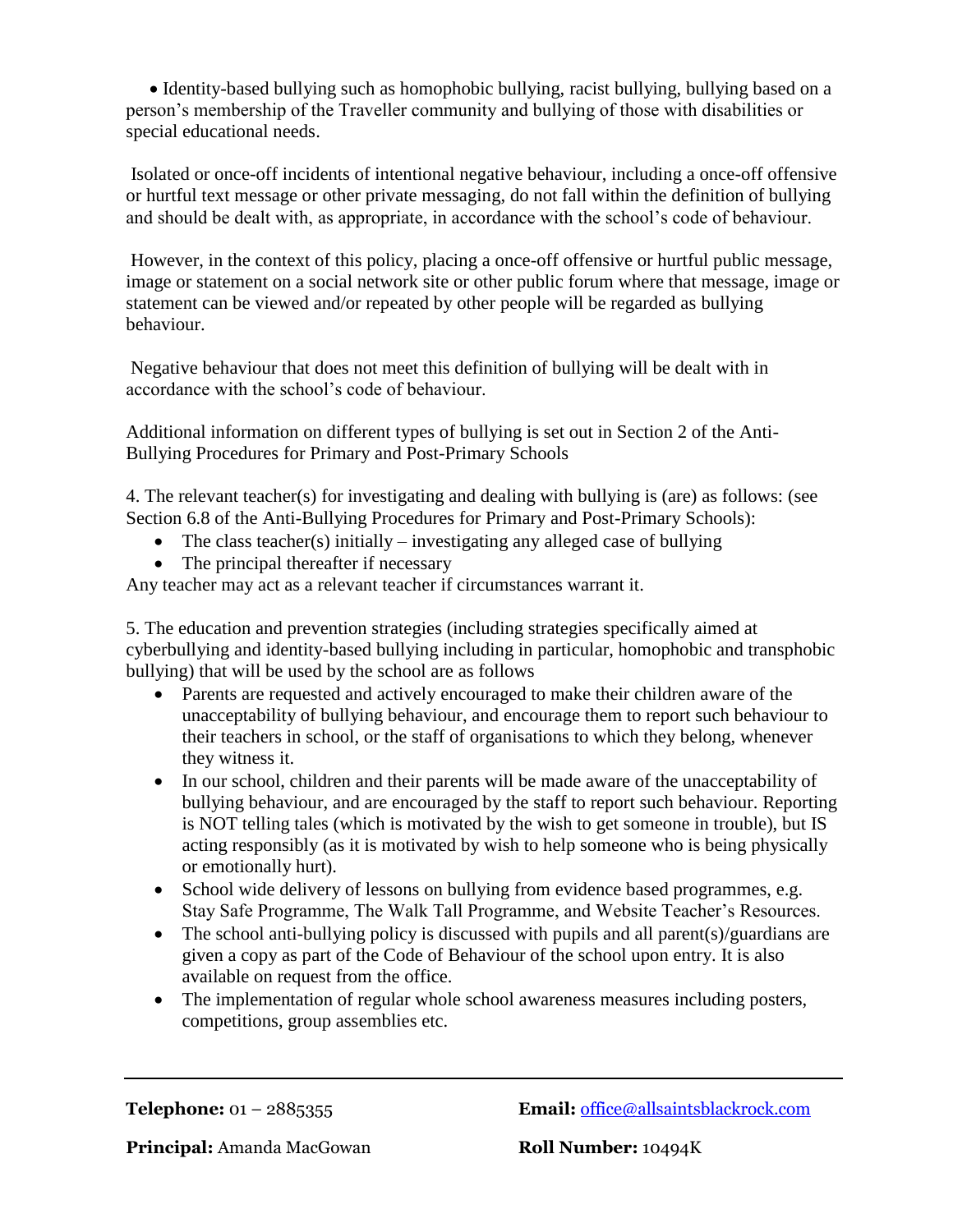- Identity-based bullying such as homophobic bullying, racist bullying, bullying based on a person's membership of the Traveller community and bullying of those with disabilities or special educational needs.

Isolated or once-off incidents of intentional negative behaviour, including a once-off offensive or hurtful text message or other private messaging, do not fall within the definition of bullying and should be dealt with, as appropriate, in accordance with the school's code of behaviour.

However, in the context of this policy, placing a once-off offensive or hurtful public message, image or statement on a social network site or other public forum where that message, image or statement can be viewed and/or repeated by other people will be regarded as bullying behaviour.

Negative behaviour that does not meet this definition of bullying will be dealt with in accordance with the school's code of behaviour.

Additional information on different types of bullying is set out in Section 2 of the Anti-Bullying Procedures for Primary and Post-Primary Schools

4. The relevant teacher(s) for investigating and dealing with bullying is (are) as follows: (see Section 6.8 of the Anti-Bullying Procedures for Primary and Post-Primary Schools):

- The class teacher(s) initially – investigating any alleged case of bullying
- The principal thereafter if necessary

Any teacher may act as a relevant teacher if circumstances warrant it.

5. The education and prevention strategies (including strategies specifically aimed at cyberbullying and identity-based bullying including in particular, homophobic and transphobic bullying) that will be used by the school are as follows

- Parents are requested and actively encouraged to make their children aware of the unacceptability of bullying behaviour, and encourage them to report such behaviour to their teachers in school, or the staff of organisations to which they belong, whenever they witness it.
- In our school, children and their parents will be made aware of the unacceptability of bullying behaviour, and are encouraged by the staff to report such behaviour. Reporting is NOT telling tales (which is motivated by the wish to get someone in trouble), but IS acting responsibly (as it is motivated by wish to help someone who is being physically or emotionally hurt).
- School wide delivery of lessons on bullying from evidence based programmes, e.g. Stay Safe Programme, The Walk Tall Programme, and Website Teacher's Resources.
- The school anti-bullying policy is discussed with pupils and all parent(s)/guardians are given a copy as part of the Code of Behaviour of the school upon entry. It is also available on request from the office.
- The implementation of regular whole school awareness measures including posters, competitions, group assemblies etc.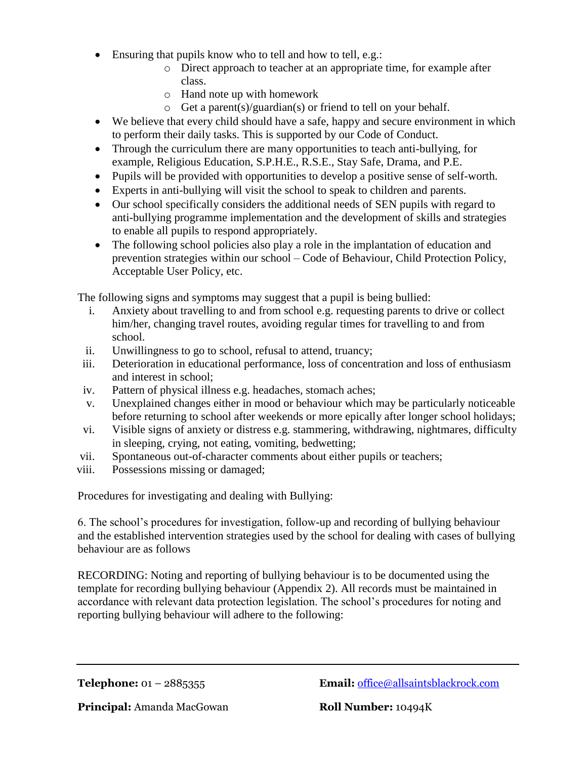- Ensuring that pupils know who to tell and how to tell, e.g.:
    - Direct approach to teacher at an appropriate time, for example after class.
    - Hand note up with homework
    - Get a parent(s)/guardian(s) or friend to tell on your behalf.
- We believe that every child should have a safe, happy and secure environment in which to perform their daily tasks. This is supported by our Code of Conduct.
- Through the curriculum there are many opportunities to teach anti-bullying, for example, Religious Education, S.P.H.E., R.S.E., Stay Safe, Drama, and P.E.
- Pupils will be provided with opportunities to develop a positive sense of self-worth.
- Experts in anti-bullying will visit the school to speak to children and parents.
- Our school specifically considers the additional needs of SEN pupils with regard to anti-bullying programme implementation and the development of skills and strategies to enable all pupils to respond appropriately.
- The following school policies also play a role in the implantation of education and prevention strategies within our school – Code of Behaviour, Child Protection Policy, Acceptable User Policy, etc.

The following signs and symptoms may suggest that a pupil is being bullied:

i. Anxiety about travelling to and from school e.g. requesting parents to drive or collect him/her, changing travel routes, avoiding regular times for travelling to and from school.
ii. Unwillingness to go to school, refusal to attend, truancy;
iii. Deterioration in educational performance, loss of concentration and loss of enthusiasm and interest in school;
iv. Pattern of physical illness e.g. headaches, stomach aches;
v. Unexplained changes either in mood or behaviour which may be particularly noticeable before returning to school after weekends or more epically after longer school holidays;
vi. Visible signs of anxiety or distress e.g. stammering, withdrawing, nightmares, difficulty in sleeping, crying, not eating, vomiting, bedwetting;
vii. Spontaneous out-of-character comments about either pupils or teachers;
viii. Possessions missing or damaged;

Procedures for investigating and dealing with Bullying:

6. The school's procedures for investigation, follow-up and recording of bullying behaviour and the established intervention strategies used by the school for dealing with cases of bullying behaviour are as follows

RECORDING: Noting and reporting of bullying behaviour is to be documented using the template for recording bullying behaviour (Appendix 2). All records must be maintained in accordance with relevant data protection legislation. The school's procedures for noting and reporting bullying behaviour will adhere to the following: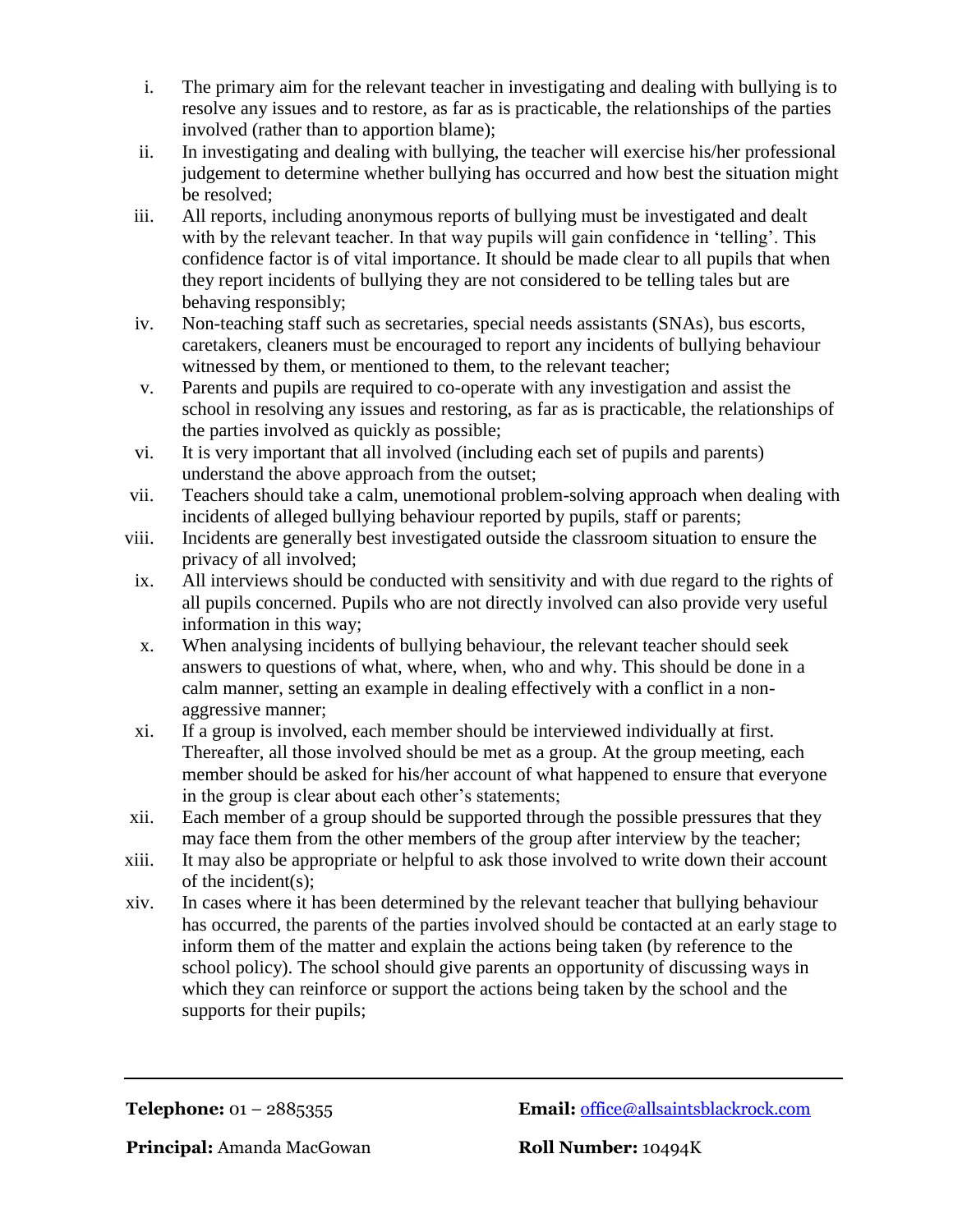- i. The primary aim for the relevant teacher in investigating and dealing with bullying is to resolve any issues and to restore, as far as is practicable, the relationships of the parties involved (rather than to apportion blame);
- ii. In investigating and dealing with bullying, the teacher will exercise his/her professional judgement to determine whether bullying has occurred and how best the situation might be resolved;
- iii. All reports, including anonymous reports of bullying must be investigated and dealt with by the relevant teacher. In that way pupils will gain confidence in 'telling'. This confidence factor is of vital importance. It should be made clear to all pupils that when they report incidents of bullying they are not considered to be telling tales but are behaving responsibly;
- iv. Non-teaching staff such as secretaries, special needs assistants (SNAs), bus escorts, caretakers, cleaners must be encouraged to report any incidents of bullying behaviour witnessed by them, or mentioned to them, to the relevant teacher;
- v. Parents and pupils are required to co-operate with any investigation and assist the school in resolving any issues and restoring, as far as is practicable, the relationships of the parties involved as quickly as possible;
- vi. It is very important that all involved (including each set of pupils and parents) understand the above approach from the outset;
- vii. Teachers should take a calm, unemotional problem-solving approach when dealing with incidents of alleged bullying behaviour reported by pupils, staff or parents;
- viii. Incidents are generally best investigated outside the classroom situation to ensure the privacy of all involved;
- ix. All interviews should be conducted with sensitivity and with due regard to the rights of all pupils concerned. Pupils who are not directly involved can also provide very useful information in this way;
- x. When analysing incidents of bullying behaviour, the relevant teacher should seek answers to questions of what, where, when, who and why. This should be done in a calm manner, setting an example in dealing effectively with a conflict in a non-aggressive manner;
- xi. If a group is involved, each member should be interviewed individually at first. Thereafter, all those involved should be met as a group. At the group meeting, each member should be asked for his/her account of what happened to ensure that everyone in the group is clear about each other's statements;
- xii. Each member of a group should be supported through the possible pressures that they may face them from the other members of the group after interview by the teacher;
- xiii. It may also be appropriate or helpful to ask those involved to write down their account of the incident(s);
- xiv. In cases where it has been determined by the relevant teacher that bullying behaviour has occurred, the parents of the parties involved should be contacted at an early stage to inform them of the matter and explain the actions being taken (by reference to the school policy). The school should give parents an opportunity of discussing ways in which they can reinforce or support the actions being taken by the school and the supports for their pupils;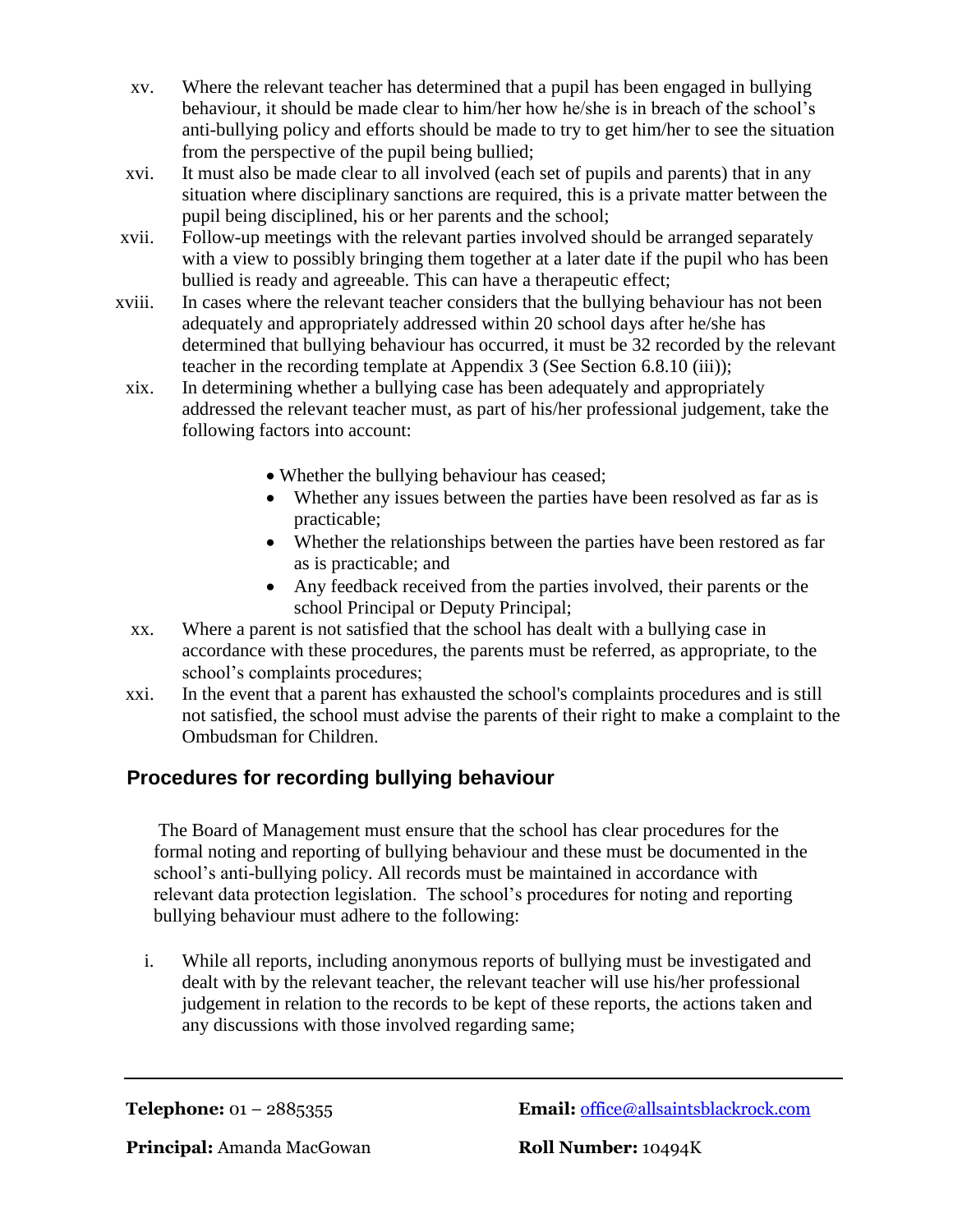xv. Where the relevant teacher has determined that a pupil has been engaged in bullying behaviour, it should be made clear to him/her how he/she is in breach of the school's anti-bullying policy and efforts should be made to try to get him/her to see the situation from the perspective of the pupil being bullied;

xvi. It must also be made clear to all involved (each set of pupils and parents) that in any situation where disciplinary sanctions are required, this is a private matter between the pupil being disciplined, his or her parents and the school;

xvii. Follow-up meetings with the relevant parties involved should be arranged separately with a view to possibly bringing them together at a later date if the pupil who has been bullied is ready and agreeable. This can have a therapeutic effect;

xviii. In cases where the relevant teacher considers that the bullying behaviour has not been adequately and appropriately addressed within 20 school days after he/she has determined that bullying behaviour has occurred, it must be 32 recorded by the relevant teacher in the recording template at Appendix 3 (See Section 6.8.10 (iii));

xix. In determining whether a bullying case has been adequately and appropriately addressed the relevant teacher must, as part of his/her professional judgement, take the following factors into account:

- Whether the bullying behaviour has ceased;
- Whether any issues between the parties have been resolved as far as is practicable;
- Whether the relationships between the parties have been restored as far as is practicable; and
- Any feedback received from the parties involved, their parents or the school Principal or Deputy Principal;

xx. Where a parent is not satisfied that the school has dealt with a bullying case in accordance with these procedures, the parents must be referred, as appropriate, to the school's complaints procedures;

xxi. In the event that a parent has exhausted the school's complaints procedures and is still not satisfied, the school must advise the parents of their right to make a complaint to the Ombudsman for Children.

## Procedures for recording bullying behaviour

The Board of Management must ensure that the school has clear procedures for the formal noting and reporting of bullying behaviour and these must be documented in the school's anti-bullying policy. All records must be maintained in accordance with relevant data protection legislation. The school's procedures for noting and reporting bullying behaviour must adhere to the following:

i. While all reports, including anonymous reports of bullying must be investigated and dealt with by the relevant teacher, the relevant teacher will use his/her professional judgement in relation to the records to be kept of these reports, the actions taken and any discussions with those involved regarding same;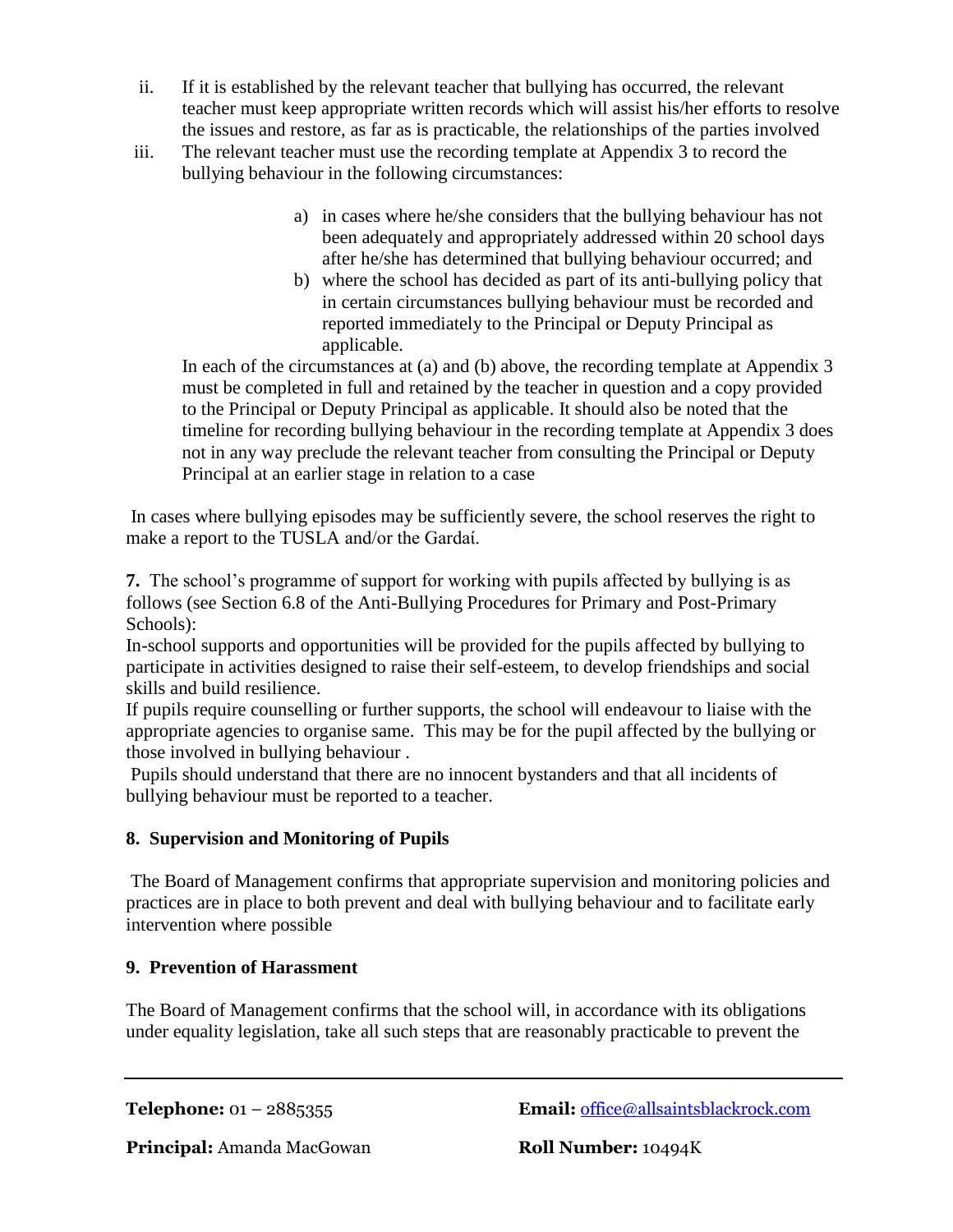ii. If it is established by the relevant teacher that bullying has occurred, the relevant teacher must keep appropriate written records which will assist his/her efforts to resolve the issues and restore, as far as is practicable, the relationships of the parties involved

iii. The relevant teacher must use the recording template at Appendix 3 to record the bullying behaviour in the following circumstances:

   a) in cases where he/she considers that the bullying behaviour has not been adequately and appropriately addressed within 20 school days after he/she has determined that bullying behaviour occurred; and
   b) where the school has decided as part of its anti-bullying policy that in certain circumstances bullying behaviour must be recorded and reported immediately to the Principal or Deputy Principal as applicable.

   In each of the circumstances at (a) and (b) above, the recording template at Appendix 3 must be completed in full and retained by the teacher in question and a copy provided to the Principal or Deputy Principal as applicable. It should also be noted that the timeline for recording bullying behaviour in the recording template at Appendix 3 does not in any way preclude the relevant teacher from consulting the Principal or Deputy Principal at an earlier stage in relation to a case

In cases where bullying episodes may be sufficiently severe, the school reserves the right to make a report to the TUSLA and/or the Gardaí.

**7.** The school's programme of support for working with pupils affected by bullying is as follows (see Section 6.8 of the Anti-Bullying Procedures for Primary and Post-Primary Schools):

In-school supports and opportunities will be provided for the pupils affected by bullying to participate in activities designed to raise their self-esteem, to develop friendships and social skills and build resilience.

If pupils require counselling or further supports, the school will endeavour to liaise with the appropriate agencies to organise same. This may be for the pupil affected by the bullying or those involved in bullying behaviour .

Pupils should understand that there are no innocent bystanders and that all incidents of bullying behaviour must be reported to a teacher.

**8. Supervision and Monitoring of Pupils**

The Board of Management confirms that appropriate supervision and monitoring policies and practices are in place to both prevent and deal with bullying behaviour and to facilitate early intervention where possible

**9. Prevention of Harassment**

The Board of Management confirms that the school will, in accordance with its obligations under equality legislation, take all such steps that are reasonably practicable to prevent the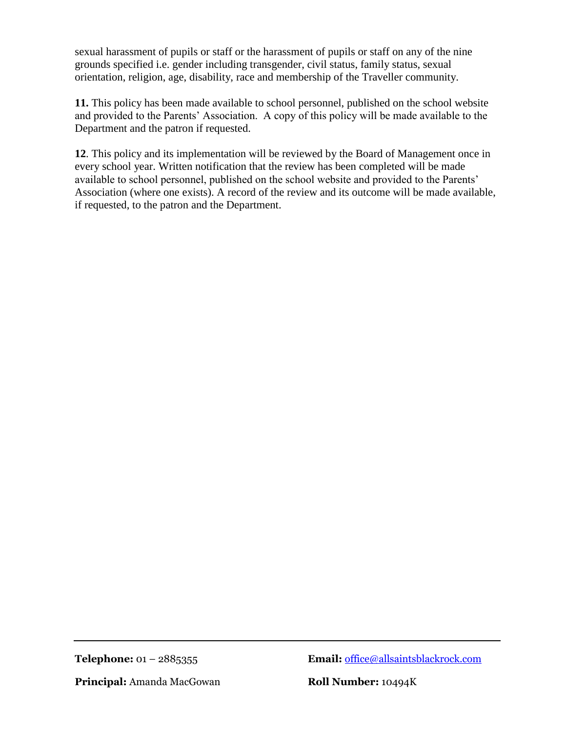sexual harassment of pupils or staff or the harassment of pupils or staff on any of the nine grounds specified i.e. gender including transgender, civil status, family status, sexual orientation, religion, age, disability, race and membership of the Traveller community.

**11.** This policy has been made available to school personnel, published on the school website and provided to the Parents' Association. A copy of this policy will be made available to the Department and the patron if requested.

**12**. This policy and its implementation will be reviewed by the Board of Management once in every school year. Written notification that the review has been completed will be made available to school personnel, published on the school website and provided to the Parents' Association (where one exists). A record of the review and its outcome will be made available, if requested, to the patron and the Department.